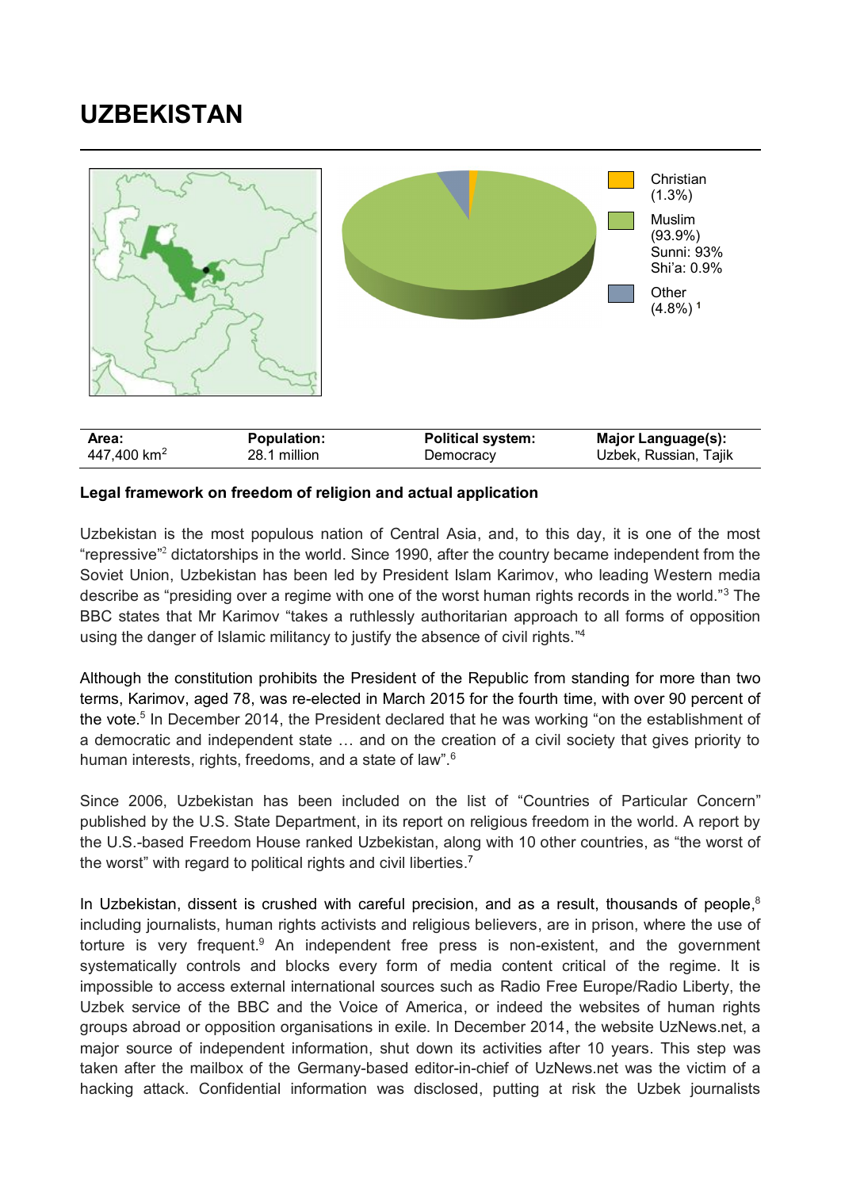# UZBEKISTAN

Christian (1.3%)

Muslim (93.9%)
Sunni: 93%
Shi'a: 0.9%

Other (4.8%) [1]

| Area: | Population: | Political system: | Major Language(s): |
|---|---|---|---|
| 447,400 km$^2$ | 28.1 million | Democracy | Uzbek, Russian, Tajik |

**Legal framework on freedom of religion and actual application**

Uzbekistan is the most populous nation of Central Asia, and, to this day, it is one of the most "repressive"[2] dictatorships in the world. Since 1990, after the country became independent from the Soviet Union, Uzbekistan has been led by President Islam Karimov, who leading Western media describe as "presiding over a regime with one of the worst human rights records in the world."[3] The BBC states that Mr Karimov "takes a ruthlessly authoritarian approach to all forms of opposition using the danger of Islamic militancy to justify the absence of civil rights."[4]

Although the constitution prohibits the President of the Republic from standing for more than two terms, Karimov, aged 78, was re-elected in March 2015 for the fourth time, with over 90 percent of the vote.[5] In December 2014, the President declared that he was working "on the establishment of a democratic and independent state … and on the creation of a civil society that gives priority to human interests, rights, freedoms, and a state of law".[6]

Since 2006, Uzbekistan has been included on the list of "Countries of Particular Concern" published by the U.S. State Department, in its report on religious freedom in the world. A report by the U.S.-based Freedom House ranked Uzbekistan, along with 10 other countries, as "the worst of the worst" with regard to political rights and civil liberties.[7]

In Uzbekistan, dissent is crushed with careful precision, and as a result, thousands of people,[8] including journalists, human rights activists and religious believers, are in prison, where the use of torture is very frequent.[9] An independent free press is non-existent, and the government systematically controls and blocks every form of media content critical of the regime. It is impossible to access external international sources such as Radio Free Europe/Radio Liberty, the Uzbek service of the BBC and the Voice of America, or indeed the websites of human rights groups abroad or opposition organisations in exile. In December 2014, the website UzNews.net, a major source of independent information, shut down its activities after 10 years. This step was taken after the mailbox of the Germany-based editor-in-chief of UzNews.net was the victim of a hacking attack. Confidential information was disclosed, putting at risk the Uzbek journalists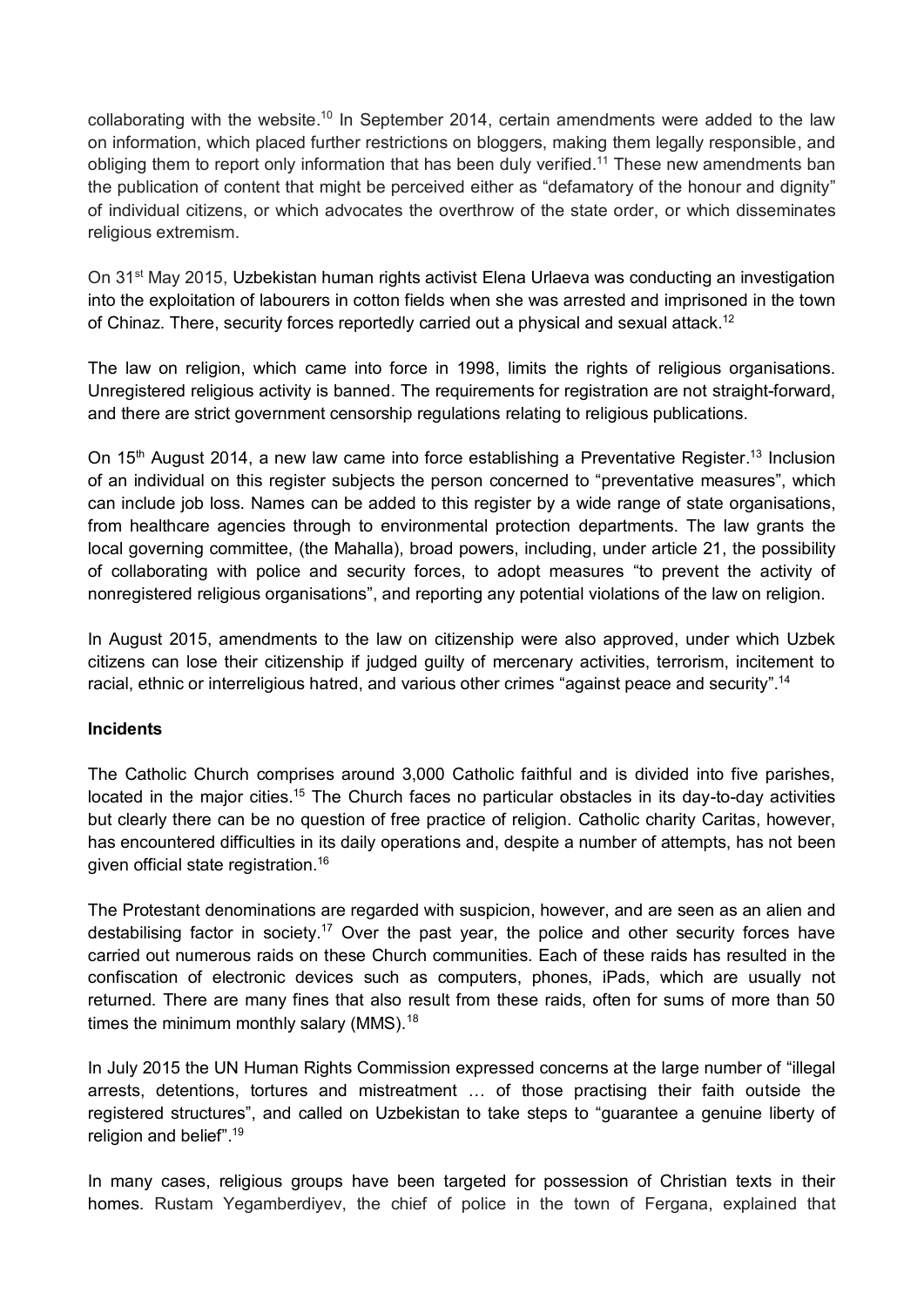collaborating with the website.[10] In September 2014, certain amendments were added to the law on information, which placed further restrictions on bloggers, making them legally responsible, and obliging them to report only information that has been duly verified.[11] These new amendments ban the publication of content that might be perceived either as "defamatory of the honour and dignity" of individual citizens, or which advocates the overthrow of the state order, or which disseminates religious extremism.

On 31st May 2015, Uzbekistan human rights activist Elena Urlaeva was conducting an investigation into the exploitation of labourers in cotton fields when she was arrested and imprisoned in the town of Chinaz. There, security forces reportedly carried out a physical and sexual attack.[12]

The law on religion, which came into force in 1998, limits the rights of religious organisations. Unregistered religious activity is banned. The requirements for registration are not straight-forward, and there are strict government censorship regulations relating to religious publications.

On 15th August 2014, a new law came into force establishing a Preventative Register.[13] Inclusion of an individual on this register subjects the person concerned to "preventative measures", which can include job loss. Names can be added to this register by a wide range of state organisations, from healthcare agencies through to environmental protection departments. The law grants the local governing committee, (the Mahalla), broad powers, including, under article 21, the possibility of collaborating with police and security forces, to adopt measures "to prevent the activity of nonregistered religious organisations", and reporting any potential violations of the law on religion.

In August 2015, amendments to the law on citizenship were also approved, under which Uzbek citizens can lose their citizenship if judged guilty of mercenary activities, terrorism, incitement to racial, ethnic or interreligious hatred, and various other crimes "against peace and security".[14]

**Incidents**

The Catholic Church comprises around 3,000 Catholic faithful and is divided into five parishes, located in the major cities.[15] The Church faces no particular obstacles in its day-to-day activities but clearly there can be no question of free practice of religion. Catholic charity Caritas, however, has encountered difficulties in its daily operations and, despite a number of attempts, has not been given official state registration.[16]

The Protestant denominations are regarded with suspicion, however, and are seen as an alien and destabilising factor in society.[17] Over the past year, the police and other security forces have carried out numerous raids on these Church communities. Each of these raids has resulted in the confiscation of electronic devices such as computers, phones, iPads, which are usually not returned. There are many fines that also result from these raids, often for sums of more than 50 times the minimum monthly salary (MMS).[18]

In July 2015 the UN Human Rights Commission expressed concerns at the large number of "illegal arrests, detentions, tortures and mistreatment … of those practising their faith outside the registered structures", and called on Uzbekistan to take steps to "guarantee a genuine liberty of religion and belief".[19]

In many cases, religious groups have been targeted for possession of Christian texts in their homes. Rustam Yegamberdiyev, the chief of police in the town of Fergana, explained that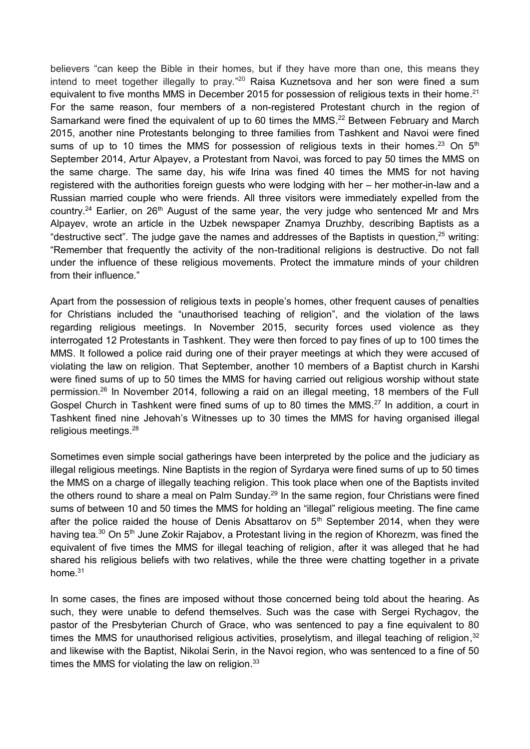believers "can keep the Bible in their homes, but if they have more than one, this means they intend to meet together illegally to pray."[20] Raisa Kuznetsova and her son were fined a sum equivalent to five months MMS in December 2015 for possession of religious texts in their home.[21] For the same reason, four members of a non-registered Protestant church in the region of Samarkand were fined the equivalent of up to 60 times the MMS.[22] Between February and March 2015, another nine Protestants belonging to three families from Tashkent and Navoi were fined sums of up to 10 times the MMS for possession of religious texts in their homes.[23] On 5th September 2014, Artur Alpayev, a Protestant from Navoi, was forced to pay 50 times the MMS on the same charge. The same day, his wife Irina was fined 40 times the MMS for not having registered with the authorities foreign guests who were lodging with her – her mother-in-law and a Russian married couple who were friends. All three visitors were immediately expelled from the country.[24] Earlier, on 26th August of the same year, the very judge who sentenced Mr and Mrs Alpayev, wrote an article in the Uzbek newspaper Znamya Druzhby*,* describing Baptists as a "destructive sect". The judge gave the names and addresses of the Baptists in question,[25] writing: "Remember that frequently the activity of the non-traditional religions is destructive. Do not fall under the influence of these religious movements. Protect the immature minds of your children from their influence."

Apart from the possession of religious texts in people's homes, other frequent causes of penalties for Christians included the "unauthorised teaching of religion", and the violation of the laws regarding religious meetings. In November 2015, security forces used violence as they interrogated 12 Protestants in Tashkent. They were then forced to pay fines of up to 100 times the MMS. It followed a police raid during one of their prayer meetings at which they were accused of violating the law on religion. That September, another 10 members of a Baptist church in Karshi were fined sums of up to 50 times the MMS for having carried out religious worship without state permission.[26] In November 2014, following a raid on an illegal meeting, 18 members of the Full Gospel Church in Tashkent were fined sums of up to 80 times the MMS.[27] In addition, a court in Tashkent fined nine Jehovah's Witnesses up to 30 times the MMS for having organised illegal religious meetings.[28]

Sometimes even simple social gatherings have been interpreted by the police and the judiciary as illegal religious meetings. Nine Baptists in the region of Syrdarya were fined sums of up to 50 times the MMS on a charge of illegally teaching religion. This took place when one of the Baptists invited the others round to share a meal on Palm Sunday.[29] In the same region, four Christians were fined sums of between 10 and 50 times the MMS for holding an "illegal" religious meeting. The fine came after the police raided the house of Denis Absattarov on 5th September 2014, when they were having tea.[30] On 5th June Zokir Rajabov, a Protestant living in the region of Khorezm, was fined the equivalent of five times the MMS for illegal teaching of religion, after it was alleged that he had shared his religious beliefs with two relatives, while the three were chatting together in a private home.[31]

In some cases, the fines are imposed without those concerned being told about the hearing. As such, they were unable to defend themselves. Such was the case with Sergei Rychagov, the pastor of the Presbyterian Church of Grace, who was sentenced to pay a fine equivalent to 80 times the MMS for unauthorised religious activities, proselytism, and illegal teaching of religion,[32] and likewise with the Baptist, Nikolai Serin, in the Navoi region, who was sentenced to a fine of 50 times the MMS for violating the law on religion.[33]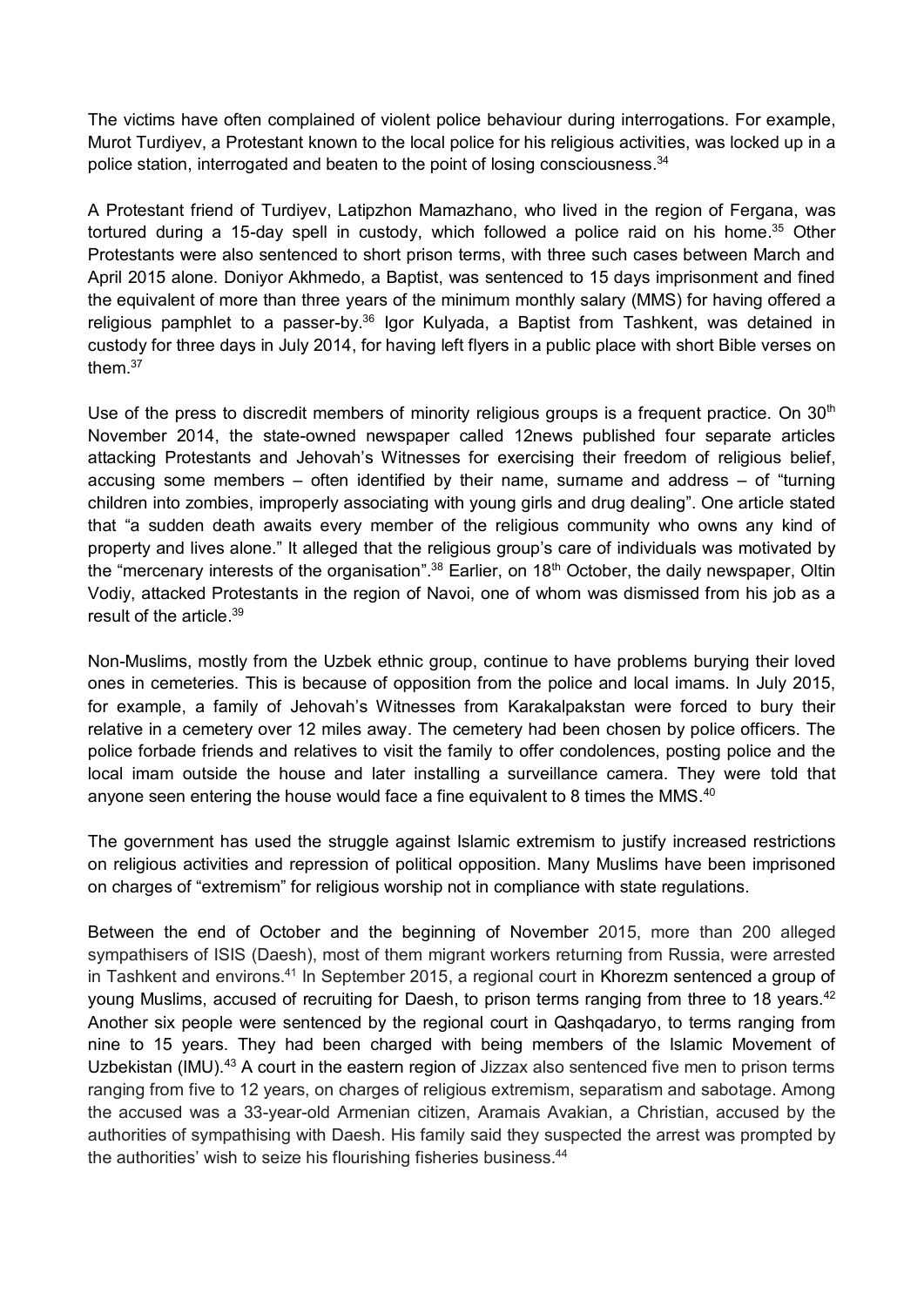The victims have often complained of violent police behaviour during interrogations. For example, Murot Turdiyev, a Protestant known to the local police for his religious activities, was locked up in a police station, interrogated and beaten to the point of losing consciousness.[34]

A Protestant friend of Turdiyev, Latipzhon Mamazhano, who lived in the region of Fergana, was tortured during a 15-day spell in custody, which followed a police raid on his home.[35] Other Protestants were also sentenced to short prison terms, with three such cases between March and April 2015 alone. Doniyor Akhmedo, a Baptist, was sentenced to 15 days imprisonment and fined the equivalent of more than three years of the minimum monthly salary (MMS) for having offered a religious pamphlet to a passer-by.[36] Igor Kulyada, a Baptist from Tashkent, was detained in custody for three days in July 2014, for having left flyers in a public place with short Bible verses on them.[37]

Use of the press to discredit members of minority religious groups is a frequent practice. On 30th November 2014, the state-owned newspaper called 12news published four separate articles attacking Protestants and Jehovah's Witnesses for exercising their freedom of religious belief, accusing some members – often identified by their name, surname and address – of "turning children into zombies, improperly associating with young girls and drug dealing". One article stated that "a sudden death awaits every member of the religious community who owns any kind of property and lives alone." It alleged that the religious group's care of individuals was motivated by the "mercenary interests of the organisation".[38] Earlier, on 18th October, the daily newspaper, Oltin Vodiy, attacked Protestants in the region of Navoi, one of whom was dismissed from his job as a result of the article.[39]

Non-Muslims, mostly from the Uzbek ethnic group, continue to have problems burying their loved ones in cemeteries. This is because of opposition from the police and local imams. In July 2015, for example, a family of Jehovah's Witnesses from Karakalpakstan were forced to bury their relative in a cemetery over 12 miles away. The cemetery had been chosen by police officers. The police forbade friends and relatives to visit the family to offer condolences, posting police and the local imam outside the house and later installing a surveillance camera. They were told that anyone seen entering the house would face a fine equivalent to 8 times the MMS.[40]

The government has used the struggle against Islamic extremism to justify increased restrictions on religious activities and repression of political opposition. Many Muslims have been imprisoned on charges of "extremism" for religious worship not in compliance with state regulations.

Between the end of October and the beginning of November 2015, more than 200 alleged sympathisers of ISIS (Daesh), most of them migrant workers returning from Russia, were arrested in Tashkent and environs.[41] In September 2015, a regional court in Khorezm sentenced a group of young Muslims, accused of recruiting for Daesh, to prison terms ranging from three to 18 years.[42] Another six people were sentenced by the regional court in Qashqadaryo, to terms ranging from nine to 15 years. They had been charged with being members of the Islamic Movement of Uzbekistan (IMU).[43] A court in the eastern region of Jizzax also sentenced five men to prison terms ranging from five to 12 years, on charges of religious extremism, separatism and sabotage. Among the accused was a 33-year-old Armenian citizen, Aramais Avakian, a Christian, accused by the authorities of sympathising with Daesh. His family said they suspected the arrest was prompted by the authorities' wish to seize his flourishing fisheries business.[44]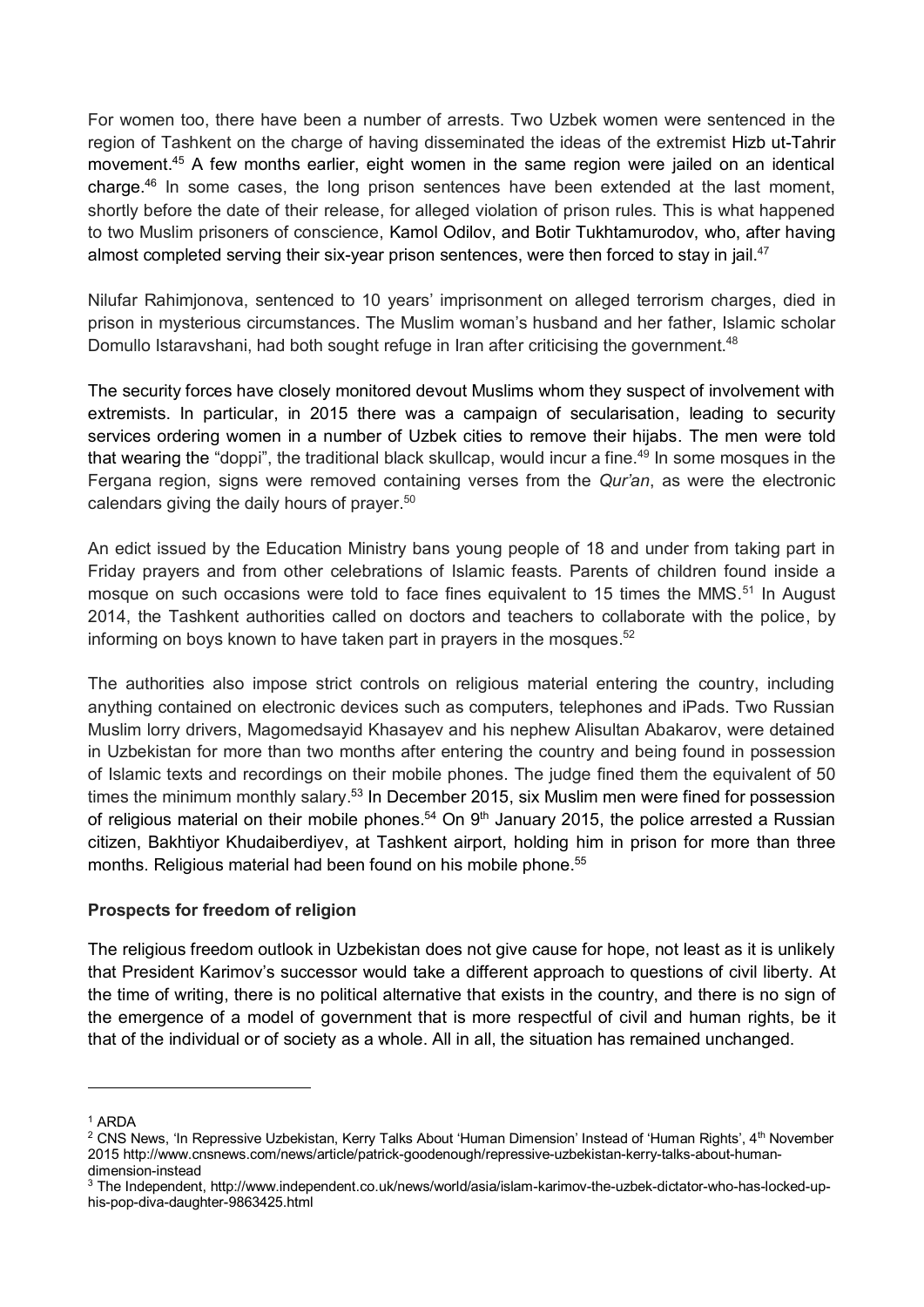For women too, there have been a number of arrests. Two Uzbek women were sentenced in the region of Tashkent on the charge of having disseminated the ideas of the extremist Hizb ut-Tahrir movement.[45] A few months earlier, eight women in the same region were jailed on an identical charge.[46] In some cases, the long prison sentences have been extended at the last moment, shortly before the date of their release, for alleged violation of prison rules. This is what happened to two Muslim prisoners of conscience, Kamol Odilov, and Botir Tukhtamurodov, who, after having almost completed serving their six-year prison sentences, were then forced to stay in jail.[47]

Nilufar Rahimjonova, sentenced to 10 years' imprisonment on alleged terrorism charges, died in prison in mysterious circumstances. The Muslim woman's husband and her father, Islamic scholar Domullo Istaravshani, had both sought refuge in Iran after criticising the government.[48]

The security forces have closely monitored devout Muslims whom they suspect of involvement with extremists. In particular, in 2015 there was a campaign of secularisation, leading to security services ordering women in a number of Uzbek cities to remove their hijabs. The men were told that wearing the "doppi", the traditional black skullcap, would incur a fine.[49] In some mosques in the Fergana region, signs were removed containing verses from the *Qur'an*, as were the electronic calendars giving the daily hours of prayer.[50]

An edict issued by the Education Ministry bans young people of 18 and under from taking part in Friday prayers and from other celebrations of Islamic feasts. Parents of children found inside a mosque on such occasions were told to face fines equivalent to 15 times the MMS.[51] In August 2014, the Tashkent authorities called on doctors and teachers to collaborate with the police, by informing on boys known to have taken part in prayers in the mosques.[52]

The authorities also impose strict controls on religious material entering the country, including anything contained on electronic devices such as computers, telephones and iPads. Two Russian Muslim lorry drivers, Magomedsayid Khasayev and his nephew Alisultan Abakarov, were detained in Uzbekistan for more than two months after entering the country and being found in possession of Islamic texts and recordings on their mobile phones. The judge fined them the equivalent of 50 times the minimum monthly salary.[53] In December 2015, six Muslim men were fined for possession of religious material on their mobile phones.[54] On 9th January 2015, the police arrested a Russian citizen, Bakhtiyor Khudaiberdiyev, at Tashkent airport, holding him in prison for more than three months. Religious material had been found on his mobile phone.[55]

**Prospects for freedom of religion**

The religious freedom outlook in Uzbekistan does not give cause for hope, not least as it is unlikely that President Karimov's successor would take a different approach to questions of civil liberty. At the time of writing, there is no political alternative that exists in the country, and there is no sign of the emergence of a model of government that is more respectful of civil and human rights, be it that of the individual or of society as a whole. All in all, the situation has remained unchanged.

---

[1] ARDA

[2] CNS News, 'In Repressive Uzbekistan, Kerry Talks About 'Human Dimension' Instead of 'Human Rights', 4th November 2015 http://www.cnsnews.com/news/article/patrick-goodenough/repressive-uzbekistan-kerry-talks-about-human-dimension-instead

[3] The Independent, http://www.independent.co.uk/news/world/asia/islam-karimov-the-uzbek-dictator-who-has-locked-up-his-pop-diva-daughter-9863425.html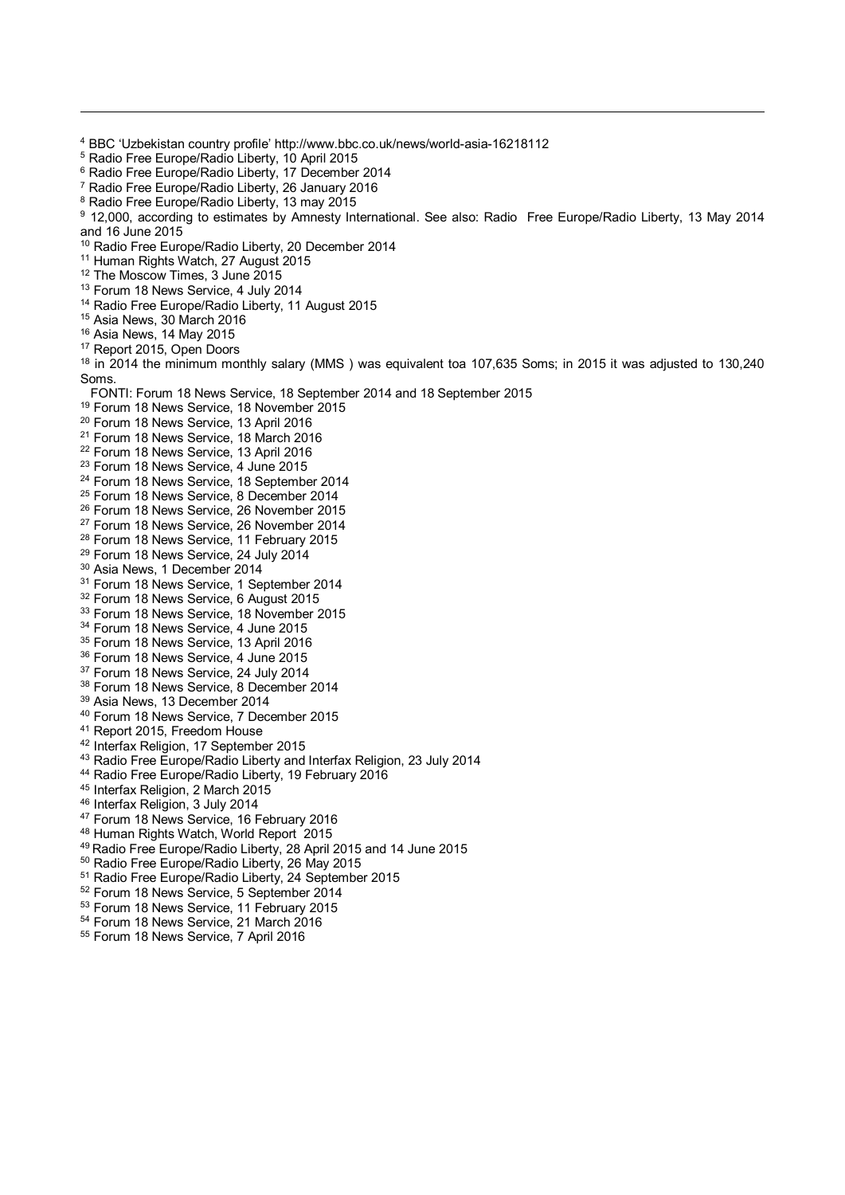[4] BBC 'Uzbekistan country profile' http://www.bbc.co.uk/news/world-asia-16218112
[5] Radio Free Europe/Radio Liberty, 10 April 2015
[6] Radio Free Europe/Radio Liberty, 17 December 2014
[7] Radio Free Europe/Radio Liberty, 26 January 2016
[8] Radio Free Europe/Radio Liberty, 13 may 2015
[9] 12,000, according to estimates by Amnesty International. See also: Radio Free Europe/Radio Liberty, 13 May 2014 and 16 June 2015
[10] Radio Free Europe/Radio Liberty, 20 December 2014
[11] Human Rights Watch, 27 August 2015
[12] The Moscow Times, 3 June 2015
[13] Forum 18 News Service, 4 July 2014
[14] Radio Free Europe/Radio Liberty, 11 August 2015
[15] Asia News, 30 March 2016
[16] Asia News, 14 May 2015
[17] Report 2015, Open Doors
[18] in 2014 the minimum monthly salary (MMS ) was equivalent toa 107,635 Soms; in 2015 it was adjusted to 130,240 Soms.
FONTI: Forum 18 News Service, 18 September 2014 and 18 September 2015
[19] Forum 18 News Service, 18 November 2015
[20] Forum 18 News Service, 13 April 2016
[21] Forum 18 News Service, 18 March 2016
[22] Forum 18 News Service, 13 April 2016
[23] Forum 18 News Service, 4 June 2015
[24] Forum 18 News Service, 18 September 2014
[25] Forum 18 News Service, 8 December 2014
[26] Forum 18 News Service, 26 November 2015
[27] Forum 18 News Service, 26 November 2014
[28] Forum 18 News Service, 11 February 2015
[29] Forum 18 News Service, 24 July 2014
[30] Asia News, 1 December 2014
[31] Forum 18 News Service, 1 September 2014
[32] Forum 18 News Service, 6 August 2015
[33] Forum 18 News Service, 18 November 2015
[34] Forum 18 News Service, 4 June 2015
[35] Forum 18 News Service, 13 April 2016
[36] Forum 18 News Service, 4 June 2015
[37] Forum 18 News Service, 24 July 2014
[38] Forum 18 News Service, 8 December 2014
[39] Asia News, 13 December 2014
[40] Forum 18 News Service, 7 December 2015
[41] Report 2015, Freedom House
[42] Interfax Religion, 17 September 2015
[43] Radio Free Europe/Radio Liberty and Interfax Religion, 23 July 2014
[44] Radio Free Europe/Radio Liberty, 19 February 2016
[45] Interfax Religion, 2 March 2015
[46] Interfax Religion, 3 July 2014
[47] Forum 18 News Service, 16 February 2016
[48] Human Rights Watch, World Report 2015
[49] Radio Free Europe/Radio Liberty, 28 April 2015 and 14 June 2015
[50] Radio Free Europe/Radio Liberty, 26 May 2015
[51] Radio Free Europe/Radio Liberty, 24 September 2015
[52] Forum 18 News Service, 5 September 2014
[53] Forum 18 News Service, 11 February 2015
[54] Forum 18 News Service, 21 March 2016
[55] Forum 18 News Service, 7 April 2016